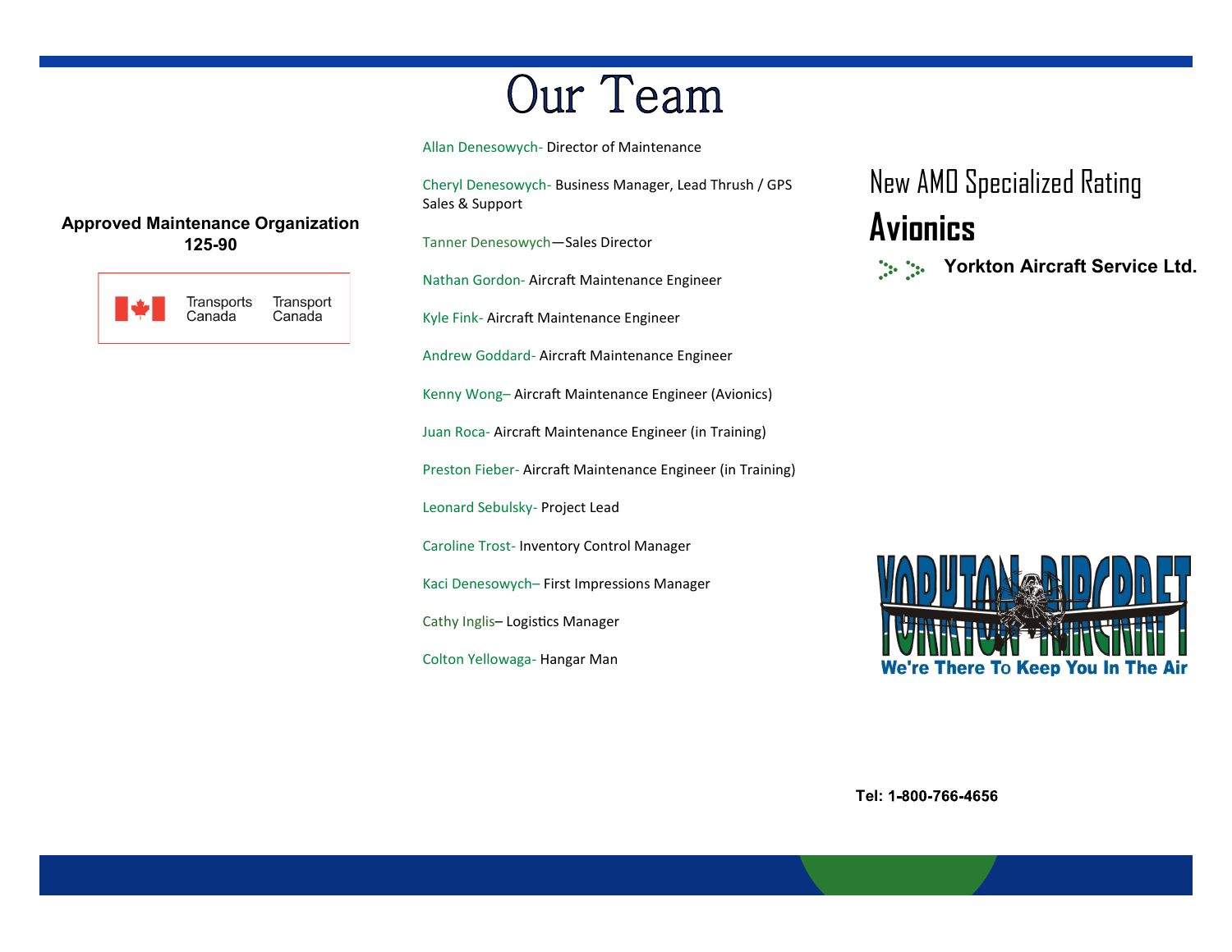# Our Team

**Approved Maintenance Organization 125-90**

Transports Canada Transport Canada

Allan Denesowych- Director of Maintenance

Cheryl Denesowych- Business Manager, Lead Thrush / GPS Sales & Support

Tanner Denesowych—Sales Director

Nathan Gordon- Aircraft Maintenance Engineer

Kyle Fink- Aircraft Maintenance Engineer

Andrew Goddard- Aircraft Maintenance Engineer

Kenny Wong– Aircraft Maintenance Engineer (Avionics)

Juan Roca- Aircraft Maintenance Engineer (in Training)

Preston Fieber- Aircraft Maintenance Engineer (in Training)

Leonard Sebulsky- Project Lead

Caroline Trost- Inventory Control Manager

Kaci Denesowych– First Impressions Manager

Cathy Inglis– Logistics Manager

Colton Yellowaga- Hangar Man

## New AMO Specialized Rating

## Avionics

**Yorkton Aircraft Service Ltd.**

YORKTON AIRCRAFT

We're There To Keep You In The Air

**Tel: 1-800-766-4656**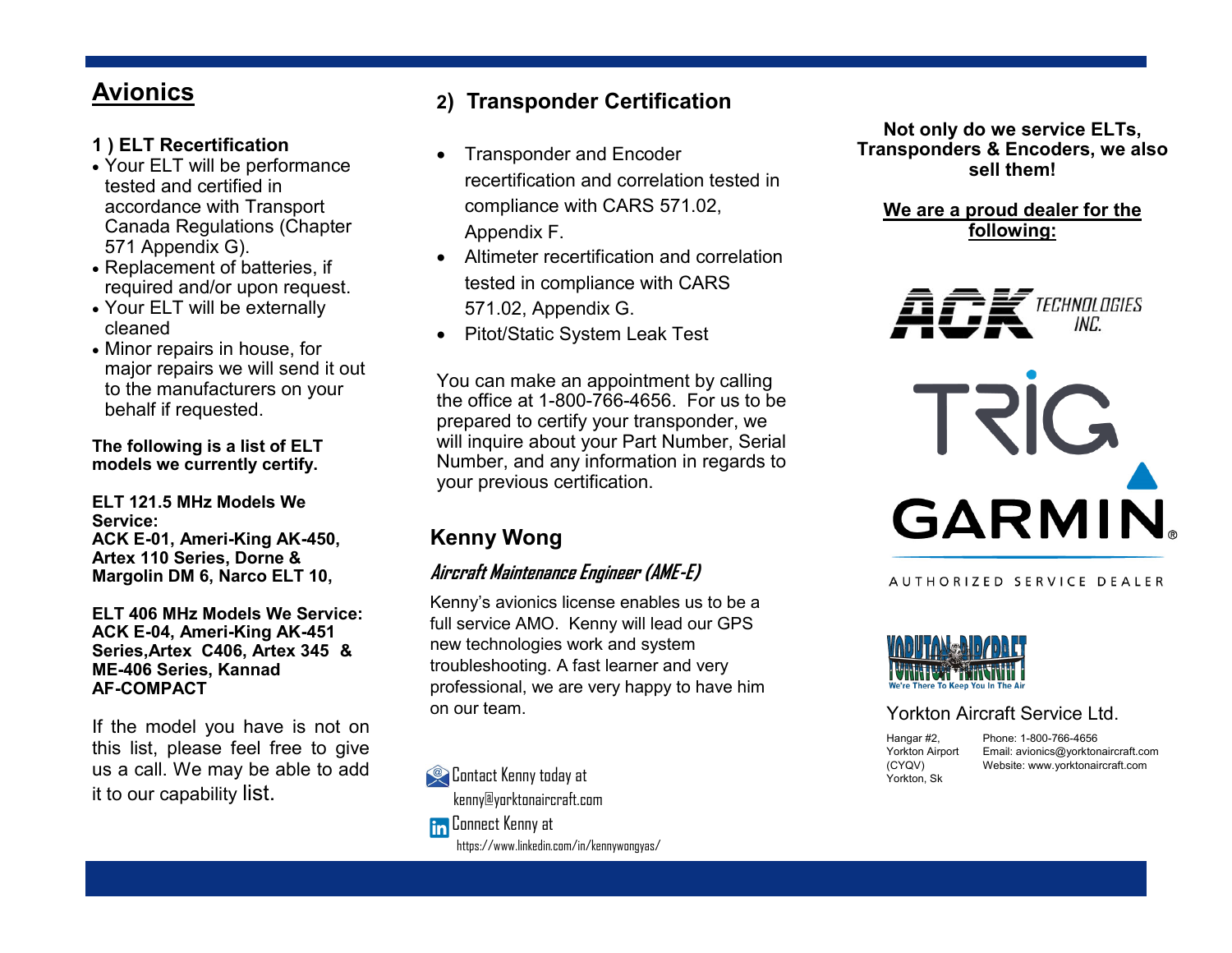## Avionics

### 1 ) ELT Recertification

- Your ELT will be performance tested and certified in accordance with Transport Canada Regulations (Chapter 571 Appendix G).
- Replacement of batteries, if required and/or upon request.
- Your ELT will be externally cleaned
- Minor repairs in house, for major repairs we will send it out to the manufacturers on your behalf if requested.

**The following is a list of ELT models we currently certify.**

**ELT 121.5 MHz Models We Service:**
**ACK E-01, Ameri-King AK-450, Artex 110 Series, Dorne & Margolin DM 6, Narco ELT 10,**

**ELT 406 MHz Models We Service:**
**ACK E-04, Ameri-King AK-451 Series,Artex C406, Artex 345 & ME-406 Series, Kannad AF-COMPACT**

If the model you have is not on this list, please feel free to give us a call. We may be able to add it to our capability list.

### 2) Transponder Certification

- Transponder and Encoder recertification and correlation tested in compliance with CARS 571.02, Appendix F.
- Altimeter recertification and correlation tested in compliance with CARS 571.02, Appendix G.
- Pitot/Static System Leak Test

You can make an appointment by calling the office at 1-800-766-4656. For us to be prepared to certify your transponder, we will inquire about your Part Number, Serial Number, and any information in regards to your previous certification.

### Kenny Wong

*Aircraft Maintenance Engineer (AME-E)*

Kenny's avionics license enables us to be a full service AMO. Kenny will lead our GPS new technologies work and system troubleshooting. A fast learner and very professional, we are very happy to have him on our team.

Contact Kenny today at kenny@yorktonaircraft.com

Connect Kenny at https://www.linkedin.com/in/kennywongyas/

**Not only do we service ELTs, Transponders & Encoders, we also sell them!**

**We are a proud dealer for the following:**

ACK TECHNOLOGIES INC.

TRIG

GARMIN

AUTHORIZED SERVICE DEALER

YORKTON AIRCRAFT
We're There To Keep You In The Air

Yorkton Aircraft Service Ltd.

Hangar #2,
Yorkton Airport (CYQV)
Yorkton, Sk

Phone: 1-800-766-4656
Email: avionics@yorktonaircraft.com
Website: www.yorktonaircraft.com